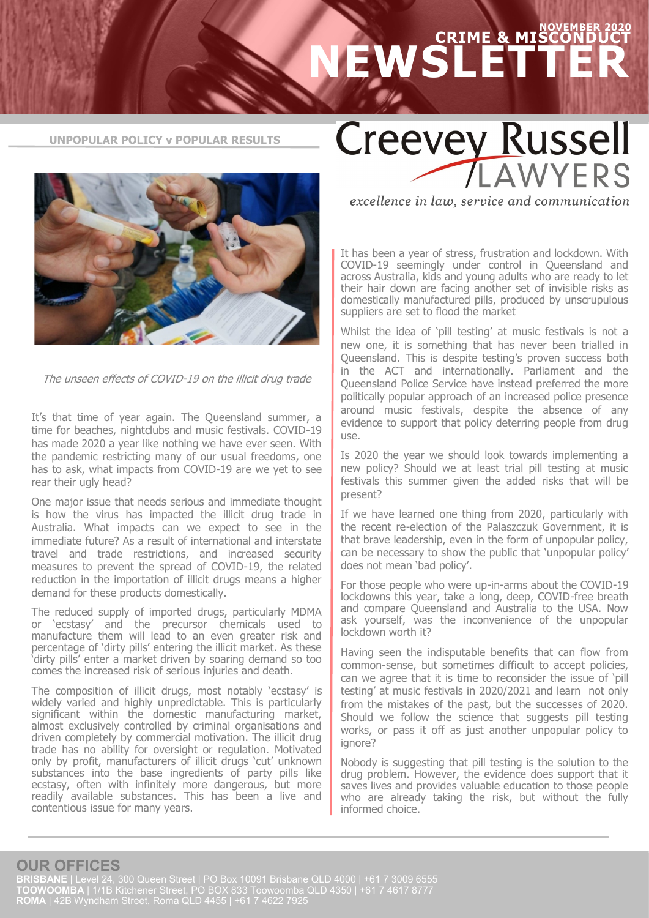# CRIME & MISCONDUCT NEWSLETTER

NOVEMBER 2020

**Creevey Russell LAWYERS**

*excellence in law, service and communication*

## UNPOPULAR POLICY v POPULAR RESULTS

*The unseen effects of COVID-19 on the illicit drug trade*

It's that time of year again. The Queensland summer, a time for beaches, nightclubs and music festivals. COVID-19 has made 2020 a year like nothing we have ever seen. With the pandemic restricting many of our usual freedoms, one has to ask, what impacts from COVID-19 are we yet to see rear their ugly head?

One major issue that needs serious and immediate thought is how the virus has impacted the illicit drug trade in Australia. What impacts can we expect to see in the immediate future? As a result of international and interstate travel and trade restrictions, and increased security measures to prevent the spread of COVID-19, the related reduction in the importation of illicit drugs means a higher demand for these products domestically.

The reduced supply of imported drugs, particularly MDMA or 'ecstasy' and the precursor chemicals used to manufacture them will lead to an even greater risk and percentage of 'dirty pills' entering the illicit market. As these 'dirty pills' enter a market driven by soaring demand so too comes the increased risk of serious injuries and death.

The composition of illicit drugs, most notably 'ecstasy' is widely varied and highly unpredictable. This is particularly significant within the domestic manufacturing market, almost exclusively controlled by criminal organisations and driven completely by commercial motivation. The illicit drug trade has no ability for oversight or regulation. Motivated only by profit, manufacturers of illicit drugs 'cut' unknown substances into the base ingredients of party pills like ecstasy, often with infinitely more dangerous, but more readily available substances. This has been a live and contentious issue for many years.

It has been a year of stress, frustration and lockdown. With COVID-19 seemingly under control in Queensland and across Australia, kids and young adults who are ready to let their hair down are facing another set of invisible risks as domestically manufactured pills, produced by unscrupulous suppliers are set to flood the market

Whilst the idea of 'pill testing' at music festivals is not a new one, it is something that has never been trialled in Queensland. This is despite testing's proven success both in the ACT and internationally. Parliament and the Queensland Police Service have instead preferred the more politically popular approach of an increased police presence around music festivals, despite the absence of any evidence to support that policy deterring people from drug use.

Is 2020 the year we should look towards implementing a new policy? Should we at least trial pill testing at music festivals this summer given the added risks that will be present?

If we have learned one thing from 2020, particularly with the recent re-election of the Palaszczuk Government, it is that brave leadership, even in the form of unpopular policy, can be necessary to show the public that 'unpopular policy' does not mean 'bad policy'.

For those people who were up-in-arms about the COVID-19 lockdowns this year, take a long, deep, COVID-free breath and compare Queensland and Australia to the USA. Now ask yourself, was the inconvenience of the unpopular lockdown worth it?

Having seen the indisputable benefits that can flow from common-sense, but sometimes difficult to accept policies, can we agree that it is time to reconsider the issue of 'pill testing' at music festivals in 2020/2021 and learn not only from the mistakes of the past, but the successes of 2020. Should we follow the science that suggests pill testing works, or pass it off as just another unpopular policy to ignore?

Nobody is suggesting that pill testing is the solution to the drug problem. However, the evidence does support that it saves lives and provides valuable education to those people who are already taking the risk, but without the fully informed choice.

## OUR OFFICES

**BRISBANE** | Level 24, 300 Queen Street | PO Box 10091 Brisbane QLD 4000 | +61 7 3009 6555
**TOOWOOMBA** | 1/1B Kitchener Street, PO BOX 833 Toowoomba QLD 4350 | +61 7 4617 8777
**ROMA** | 42B Wyndham Street, Roma QLD 4455 | +61 7 4622 7925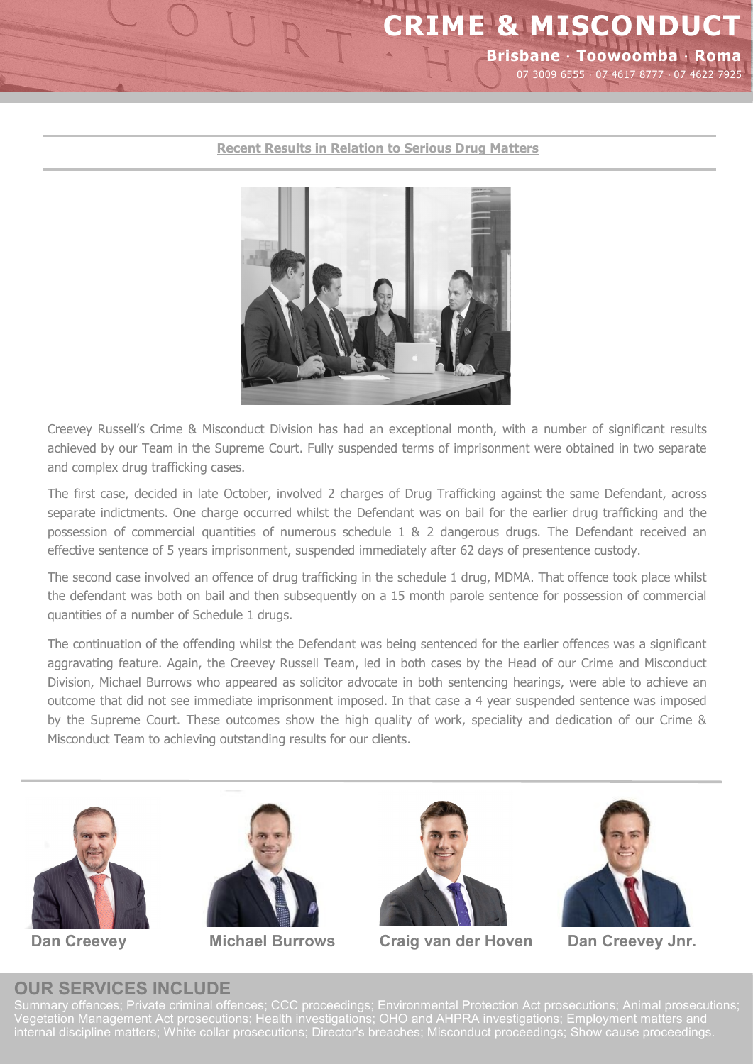# CRIME & MISCONDUCT

**Brisbane · Toowoomba · Roma**

07 3009 6555 · 07 4617 8777 · 07 4622 7925

## Recent Results in Relation to Serious Drug Matters

Creevey Russell's Crime & Misconduct Division has had an exceptional month, with a number of significant results achieved by our Team in the Supreme Court. Fully suspended terms of imprisonment were obtained in two separate and complex drug trafficking cases.

The first case, decided in late October, involved 2 charges of Drug Trafficking against the same Defendant, across separate indictments. One charge occurred whilst the Defendant was on bail for the earlier drug trafficking and the possession of commercial quantities of numerous schedule 1 & 2 dangerous drugs. The Defendant received an effective sentence of 5 years imprisonment, suspended immediately after 62 days of presentence custody.

The second case involved an offence of drug trafficking in the schedule 1 drug, MDMA. That offence took place whilst the defendant was both on bail and then subsequently on a 15 month parole sentence for possession of commercial quantities of a number of Schedule 1 drugs.

The continuation of the offending whilst the Defendant was being sentenced for the earlier offences was a significant aggravating feature. Again, the Creevey Russell Team, led in both cases by the Head of our Crime and Misconduct Division, Michael Burrows who appeared as solicitor advocate in both sentencing hearings, were able to achieve an outcome that did not see immediate imprisonment imposed. In that case a 4 year suspended sentence was imposed by the Supreme Court. These outcomes show the high quality of work, speciality and dedication of our Crime & Misconduct Team to achieving outstanding results for our clients.

**Dan Creevey** | **Michael Burrows** | **Craig van der Hoven** | **Dan Creevey Jnr.**

## OUR SERVICES INCLUDE

Summary offences; Private criminal offences; CCC proceedings; Environmental Protection Act prosecutions; Animal prosecutions; Vegetation Management Act prosecutions; Health investigations; OHO and AHPRA investigations; Employment matters and internal discipline matters; White collar prosecutions; Director's breaches; Misconduct proceedings; Show cause proceedings.